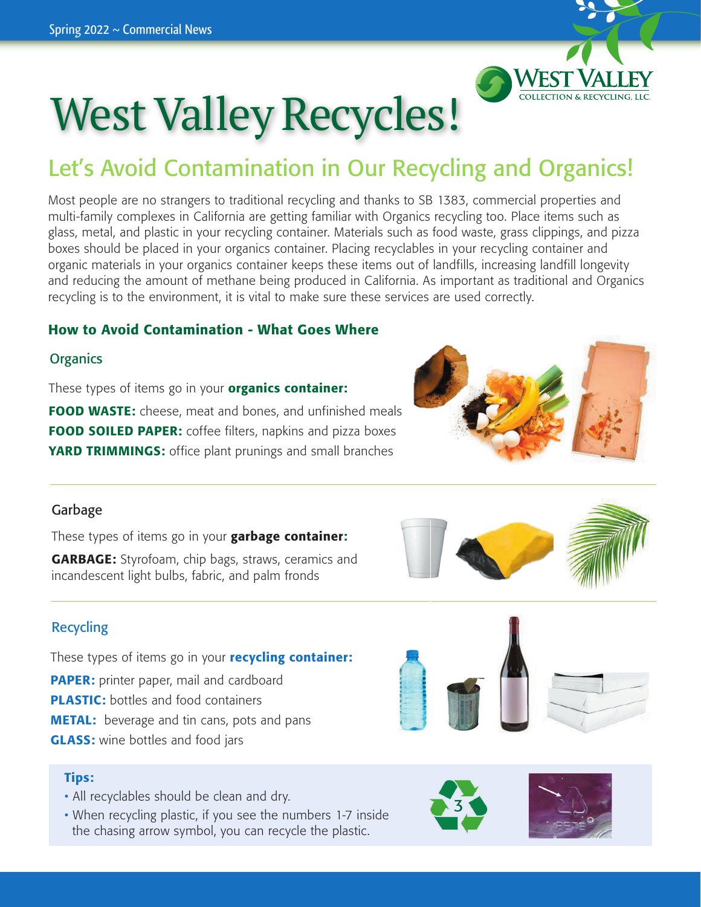# West Valley Recycles!

## Let's Avoid Contamination in Our Recycling and Organics!

Most people are no strangers to traditional recycling and thanks to SB 1383, commercial properties and multi-family complexes in California are getting familiar with Organics recycling too. Place items such as glass, metal, and plastic in your recycling container. Materials such as food waste, grass clippings, and pizza boxes should be placed in your organics container. Placing recyclables in your recycling container and organic materials in your organics container keeps these items out of landfills, increasing landfill longevity and reducing the amount of methane being produced in California. As important as traditional and Organics recycling is to the environment, it is vital to make sure these services are used correctly.

### How to Avoid Contamination - What Goes Where

#### Organics

These types of items go in your **organics container:**

**FOOD WASTE:** cheese, meat and bones, and unfinished meals
**FOOD SOILED PAPER:** coffee filters, napkins and pizza boxes
**YARD TRIMMINGS:** office plant prunings and small branches

#### Garbage

These types of items go in your **garbage container:**

**GARBAGE:** Styrofoam, chip bags, straws, ceramics and incandescent light bulbs, fabric, and palm fronds

#### Recycling

These types of items go in your **recycling container:**

**PAPER:** printer paper, mail and cardboard
**PLASTIC:** bottles and food containers
**METAL:** beverage and tin cans, pots and pans
**GLASS:** wine bottles and food jars

**Tips:**

- All recyclables should be clean and dry.
- When recycling plastic, if you see the numbers 1-7 inside the chasing arrow symbol, you can recycle the plastic.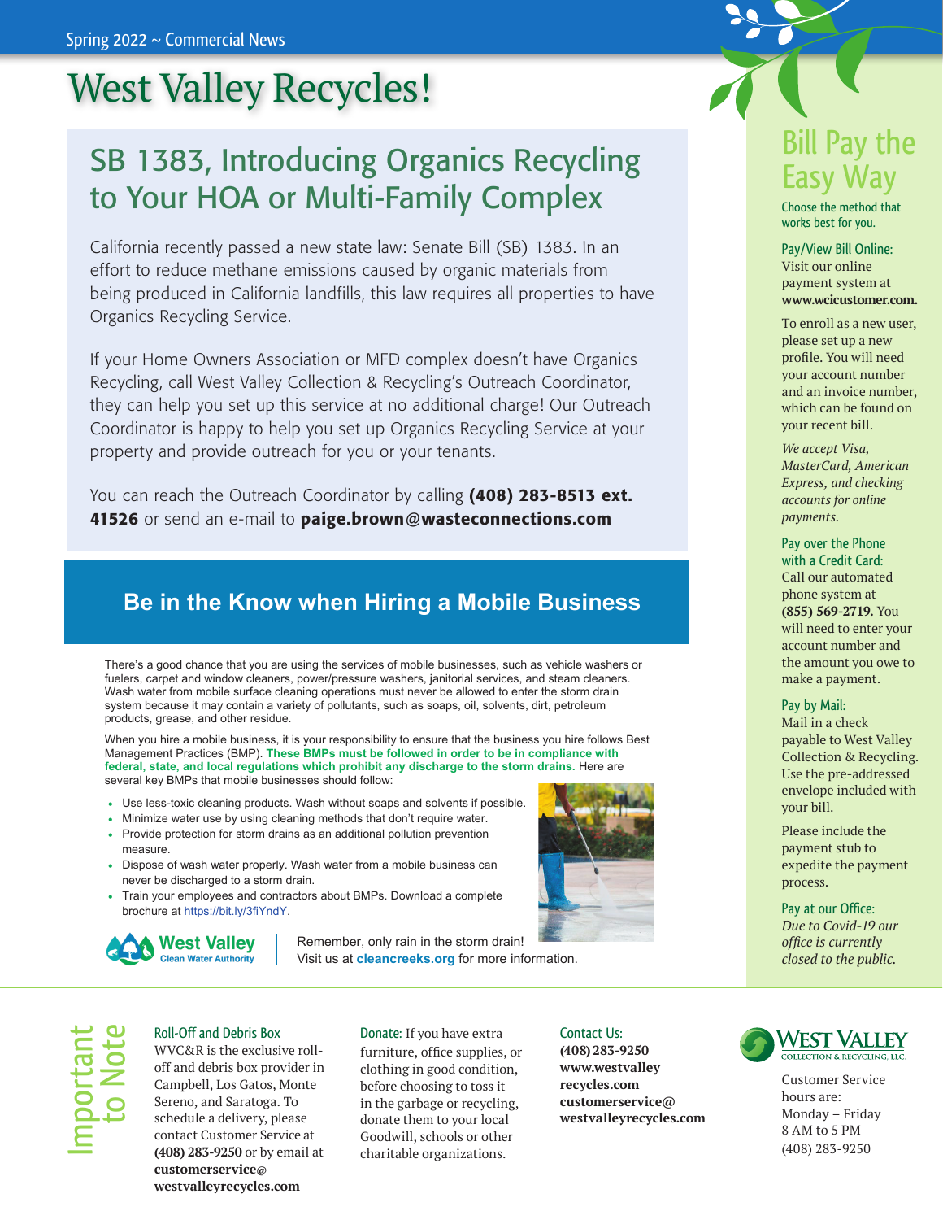Spring 2022 ~ Commercial News

# West Valley Recycles!

## SB 1383, Introducing Organics Recycling to Your HOA or Multi-Family Complex

California recently passed a new state law: Senate Bill (SB) 1383. In an effort to reduce methane emissions caused by organic materials from being produced in California landfills, this law requires all properties to have Organics Recycling Service.

If your Home Owners Association or MFD complex doesn't have Organics Recycling, call West Valley Collection & Recycling's Outreach Coordinator, they can help you set up this service at no additional charge! Our Outreach Coordinator is happy to help you set up Organics Recycling Service at your property and provide outreach for you or your tenants.

You can reach the Outreach Coordinator by calling **(408) 283-8513 ext. 41526** or send an e-mail to **paige.brown@wasteconnections.com**

## Be in the Know when Hiring a Mobile Business

There's a good chance that you are using the services of mobile businesses, such as vehicle washers or fuelers, carpet and window cleaners, power/pressure washers, janitorial services, and steam cleaners. Wash water from mobile surface cleaning operations must never be allowed to enter the storm drain system because it may contain a variety of pollutants, such as soaps, oil, solvents, dirt, petroleum products, grease, and other residue.

When you hire a mobile business, it is your responsibility to ensure that the business you hire follows Best Management Practices (BMP). **These BMPs must be followed in order to be in compliance with federal, state, and local regulations which prohibit any discharge to the storm drains.** Here are several key BMPs that mobile businesses should follow:

- Use less-toxic cleaning products. Wash without soaps and solvents if possible.
- Minimize water use by using cleaning methods that don't require water.
- Provide protection for storm drains as an additional pollution prevention measure.
- Dispose of wash water properly. Wash water from a mobile business can never be discharged to a storm drain.
- Train your employees and contractors about BMPs. Download a complete brochure at https://bit.ly/3fiYndY.

West Valley Clean Water Authority

Remember, only rain in the storm drain!
Visit us at **cleancreeks.org** for more information.

## Bill Pay the Easy Way

Choose the method that works best for you.

**Pay/View Bill Online:**
Visit our online payment system at **www.wcicustomer.com.**

To enroll as a new user, please set up a new profile. You will need your account number and an invoice number, which can be found on your recent bill.

*We accept Visa, MasterCard, American Express, and checking accounts for online payments.*

**Pay over the Phone with a Credit Card:**
Call our automated phone system at **(855) 569-2719.** You will need to enter your account number and the amount you owe to make a payment.

**Pay by Mail:**
Mail in a check payable to West Valley Collection & Recycling. Use the pre-addressed envelope included with your bill.

Please include the payment stub to expedite the payment process.

**Pay at our Office:**
*Due to Covid-19 our office is currently closed to the public.*

## Important to Note

**Roll-Off and Debris Box**
WVC&R is the exclusive roll-off and debris box provider in Campbell, Los Gatos, Monte Sereno, and Saratoga. To schedule a delivery, please contact Customer Service at **(408) 283-9250** or by email at **customerservice@westvalleyrecycles.com**

**Donate:** If you have extra furniture, office supplies, or clothing in good condition, before choosing to toss it in the garbage or recycling, donate them to your local Goodwill, schools or other charitable organizations.

**Contact Us:**
**(408) 283-9250**
**www.westvalleyrecycles.com**
**customerservice@westvalleyrecycles.com**

West Valley Collection & Recycling, LLC

Customer Service hours are:
Monday – Friday
8 AM to 5 PM
(408) 283-9250